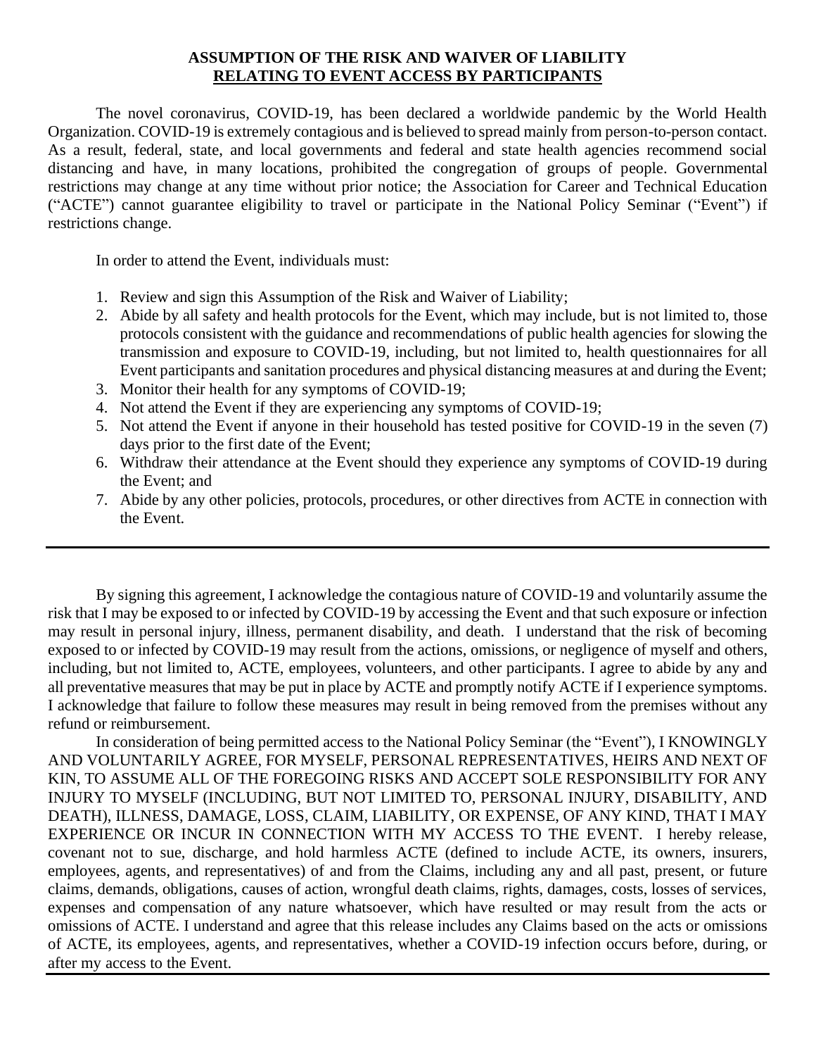**ASSUMPTION OF THE RISK AND WAIVER OF LIABILITY**
**RELATING TO EVENT ACCESS BY PARTICIPANTS**

The novel coronavirus, COVID-19, has been declared a worldwide pandemic by the World Health Organization. COVID-19 is extremely contagious and is believed to spread mainly from person-to-person contact. As a result, federal, state, and local governments and federal and state health agencies recommend social distancing and have, in many locations, prohibited the congregation of groups of people. Governmental restrictions may change at any time without prior notice; the Association for Career and Technical Education ("ACTE") cannot guarantee eligibility to travel or participate in the National Policy Seminar ("Event") if restrictions change.

In order to attend the Event, individuals must:

1. Review and sign this Assumption of the Risk and Waiver of Liability;
2. Abide by all safety and health protocols for the Event, which may include, but is not limited to, those protocols consistent with the guidance and recommendations of public health agencies for slowing the transmission and exposure to COVID-19, including, but not limited to, health questionnaires for all Event participants and sanitation procedures and physical distancing measures at and during the Event;
3. Monitor their health for any symptoms of COVID-19;
4. Not attend the Event if they are experiencing any symptoms of COVID-19;
5. Not attend the Event if anyone in their household has tested positive for COVID-19 in the seven (7) days prior to the first date of the Event;
6. Withdraw their attendance at the Event should they experience any symptoms of COVID-19 during the Event; and
7. Abide by any other policies, protocols, procedures, or other directives from ACTE in connection with the Event.

---

By signing this agreement, I acknowledge the contagious nature of COVID-19 and voluntarily assume the risk that I may be exposed to or infected by COVID-19 by accessing the Event and that such exposure or infection may result in personal injury, illness, permanent disability, and death. I understand that the risk of becoming exposed to or infected by COVID-19 may result from the actions, omissions, or negligence of myself and others, including, but not limited to, ACTE, employees, volunteers, and other participants. I agree to abide by any and all preventative measures that may be put in place by ACTE and promptly notify ACTE if I experience symptoms. I acknowledge that failure to follow these measures may result in being removed from the premises without any refund or reimbursement.

In consideration of being permitted access to the National Policy Seminar (the "Event"), I KNOWINGLY AND VOLUNTARILY AGREE, FOR MYSELF, PERSONAL REPRESENTATIVES, HEIRS AND NEXT OF KIN, TO ASSUME ALL OF THE FOREGOING RISKS AND ACCEPT SOLE RESPONSIBILITY FOR ANY INJURY TO MYSELF (INCLUDING, BUT NOT LIMITED TO, PERSONAL INJURY, DISABILITY, AND DEATH), ILLNESS, DAMAGE, LOSS, CLAIM, LIABILITY, OR EXPENSE, OF ANY KIND, THAT I MAY EXPERIENCE OR INCUR IN CONNECTION WITH MY ACCESS TO THE EVENT. I hereby release, covenant not to sue, discharge, and hold harmless ACTE (defined to include ACTE, its owners, insurers, employees, agents, and representatives) of and from the Claims, including any and all past, present, or future claims, demands, obligations, causes of action, wrongful death claims, rights, damages, costs, losses of services, expenses and compensation of any nature whatsoever, which have resulted or may result from the acts or omissions of ACTE. I understand and agree that this release includes any Claims based on the acts or omissions of ACTE, its employees, agents, and representatives, whether a COVID-19 infection occurs before, during, or after my access to the Event.

---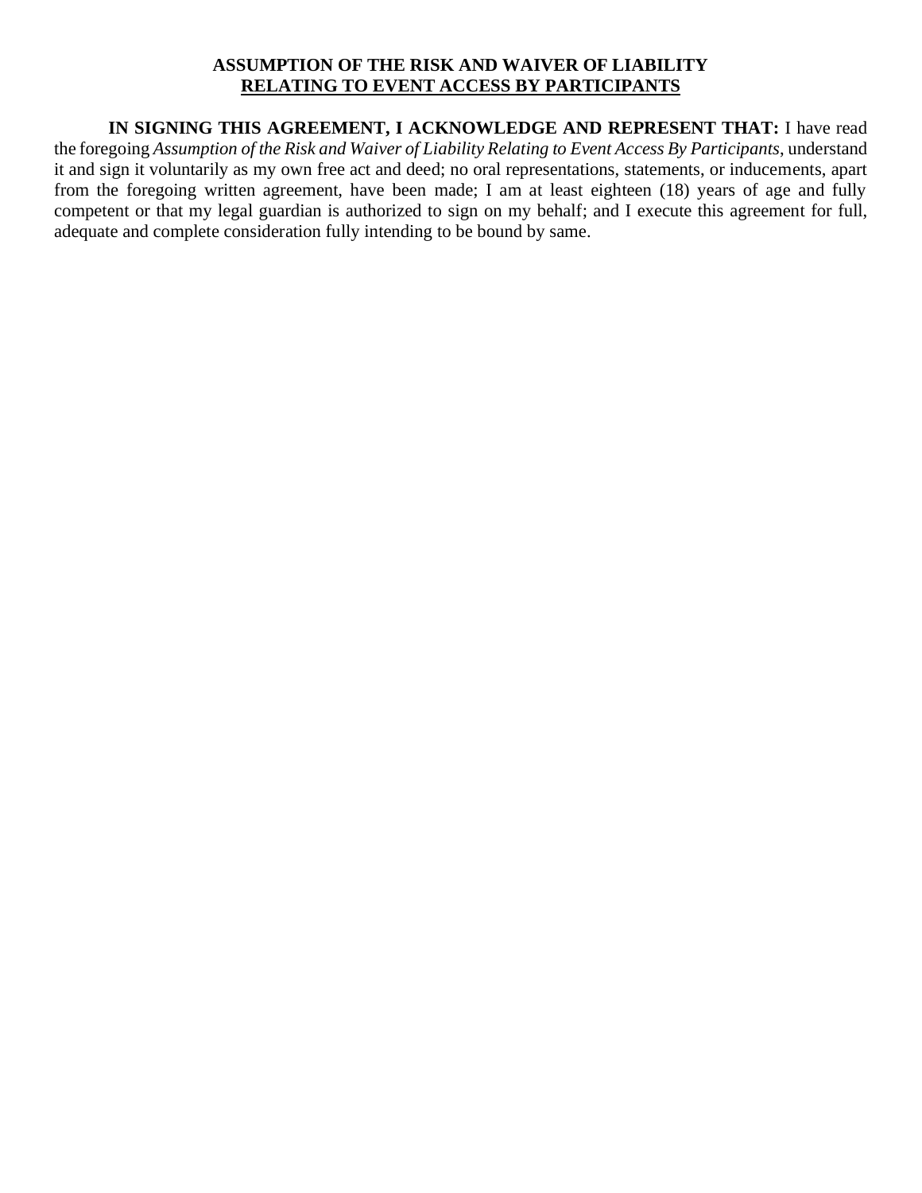**ASSUMPTION OF THE RISK AND WAIVER OF LIABILITY**
**RELATING TO EVENT ACCESS BY PARTICIPANTS**

**IN SIGNING THIS AGREEMENT, I ACKNOWLEDGE AND REPRESENT THAT:** I have read the foregoing *Assumption of the Risk and Waiver of Liability Relating to Event Access By Participants*, understand it and sign it voluntarily as my own free act and deed; no oral representations, statements, or inducements, apart from the foregoing written agreement, have been made; I am at least eighteen (18) years of age and fully competent or that my legal guardian is authorized to sign on my behalf; and I execute this agreement for full, adequate and complete consideration fully intending to be bound by same.